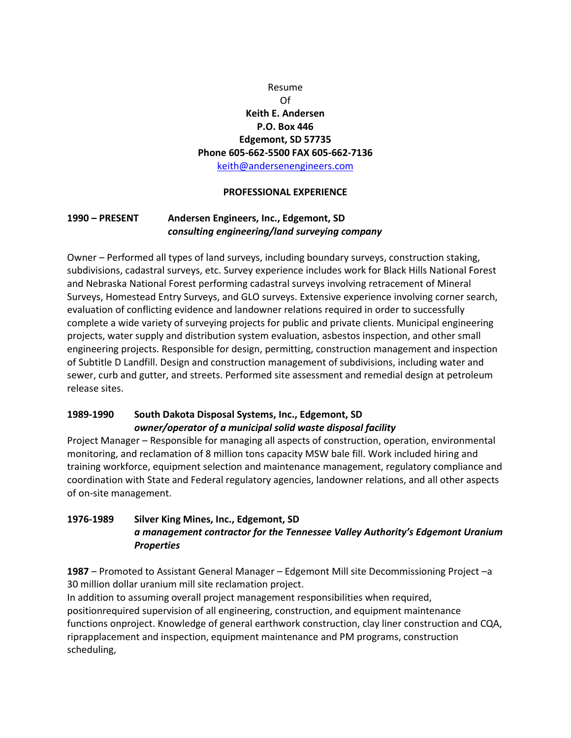Resume
Of
**Keith E. Andersen**
**P.O. Box 446**
**Edgemont, SD 57735**
**Phone 605-662-5500 FAX 605-662-7136**
keith@andersenengineers.com

## PROFESSIONAL EXPERIENCE

**1990 – PRESENT** **Andersen Engineers, Inc., Edgemont, SD**
***consulting engineering/land surveying company***

Owner – Performed all types of land surveys, including boundary surveys, construction staking, subdivisions, cadastral surveys, etc. Survey experience includes work for Black Hills National Forest and Nebraska National Forest performing cadastral surveys involving retracement of Mineral Surveys, Homestead Entry Surveys, and GLO surveys. Extensive experience involving corner search, evaluation of conflicting evidence and landowner relations required in order to successfully complete a wide variety of surveying projects for public and private clients. Municipal engineering projects, water supply and distribution system evaluation, asbestos inspection, and other small engineering projects. Responsible for design, permitting, construction management and inspection of Subtitle D Landfill. Design and construction management of subdivisions, including water and sewer, curb and gutter, and streets. Performed site assessment and remedial design at petroleum release sites.

**1989-1990** **South Dakota Disposal Systems, Inc., Edgemont, SD**
***owner/operator of a municipal solid waste disposal facility***
Project Manager – Responsible for managing all aspects of construction, operation, environmental monitoring, and reclamation of 8 million tons capacity MSW bale fill. Work included hiring and training workforce, equipment selection and maintenance management, regulatory compliance and coordination with State and Federal regulatory agencies, landowner relations, and all other aspects of on-site management.

**1976-1989** **Silver King Mines, Inc., Edgemont, SD**
***a management contractor for the Tennessee Valley Authority's Edgemont Uranium Properties***

**1987** – Promoted to Assistant General Manager – Edgemont Mill site Decommissioning Project –a 30 million dollar uranium mill site reclamation project.
In addition to assuming overall project management responsibilities when required, positionrequired supervision of all engineering, construction, and equipment maintenance functions onproject. Knowledge of general earthwork construction, clay liner construction and CQA, riprapplacement and inspection, equipment maintenance and PM programs, construction scheduling,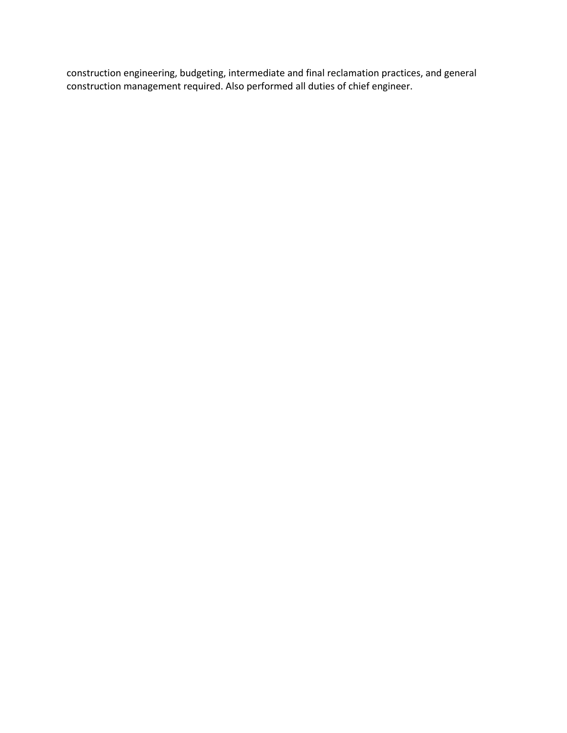construction engineering, budgeting, intermediate and final reclamation practices, and general construction management required. Also performed all duties of chief engineer.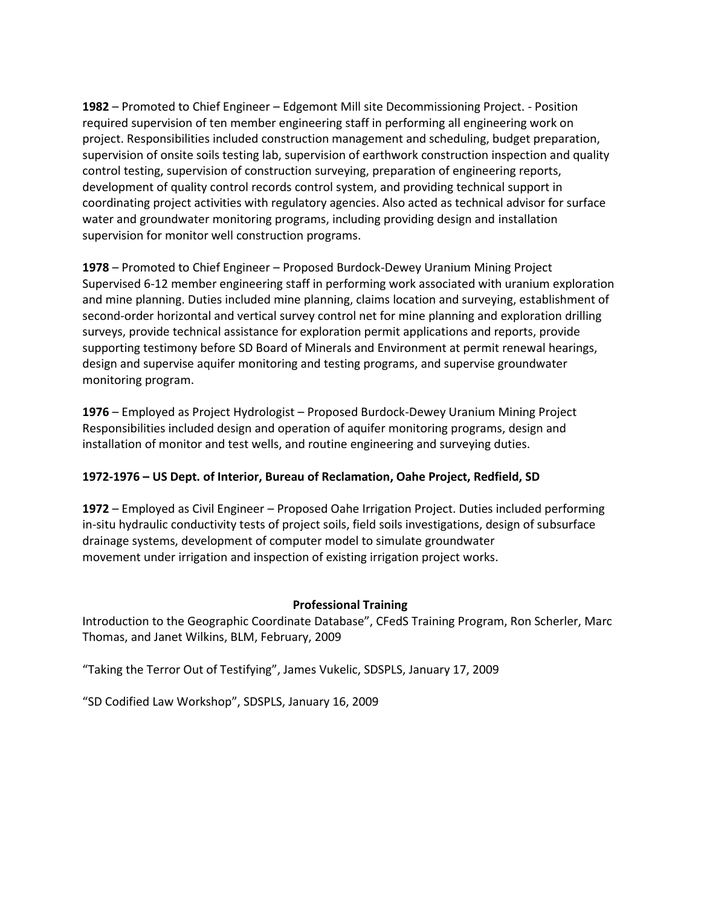**1982** – Promoted to Chief Engineer – Edgemont Mill site Decommissioning Project. - Position required supervision of ten member engineering staff in performing all engineering work on project. Responsibilities included construction management and scheduling, budget preparation, supervision of onsite soils testing lab, supervision of earthwork construction inspection and quality control testing, supervision of construction surveying, preparation of engineering reports, development of quality control records control system, and providing technical support in coordinating project activities with regulatory agencies. Also acted as technical advisor for surface water and groundwater monitoring programs, including providing design and installation supervision for monitor well construction programs.

**1978** – Promoted to Chief Engineer – Proposed Burdock-Dewey Uranium Mining Project Supervised 6-12 member engineering staff in performing work associated with uranium exploration and mine planning. Duties included mine planning, claims location and surveying, establishment of second-order horizontal and vertical survey control net for mine planning and exploration drilling surveys, provide technical assistance for exploration permit applications and reports, provide supporting testimony before SD Board of Minerals and Environment at permit renewal hearings, design and supervise aquifer monitoring and testing programs, and supervise groundwater monitoring program.

**1976** – Employed as Project Hydrologist – Proposed Burdock-Dewey Uranium Mining Project Responsibilities included design and operation of aquifer monitoring programs, design and installation of monitor and test wells, and routine engineering and surveying duties.

**1972-1976 – US Dept. of Interior, Bureau of Reclamation, Oahe Project, Redfield, SD**

**1972** – Employed as Civil Engineer – Proposed Oahe Irrigation Project. Duties included performing in-situ hydraulic conductivity tests of project soils, field soils investigations, design of subsurface drainage systems, development of computer model to simulate groundwater movement under irrigation and inspection of existing irrigation project works.

## Professional Training

Introduction to the Geographic Coordinate Database", CFedS Training Program, Ron Scherler, Marc Thomas, and Janet Wilkins, BLM, February, 2009

"Taking the Terror Out of Testifying", James Vukelic, SDSPLS, January 17, 2009

"SD Codified Law Workshop", SDSPLS, January 16, 2009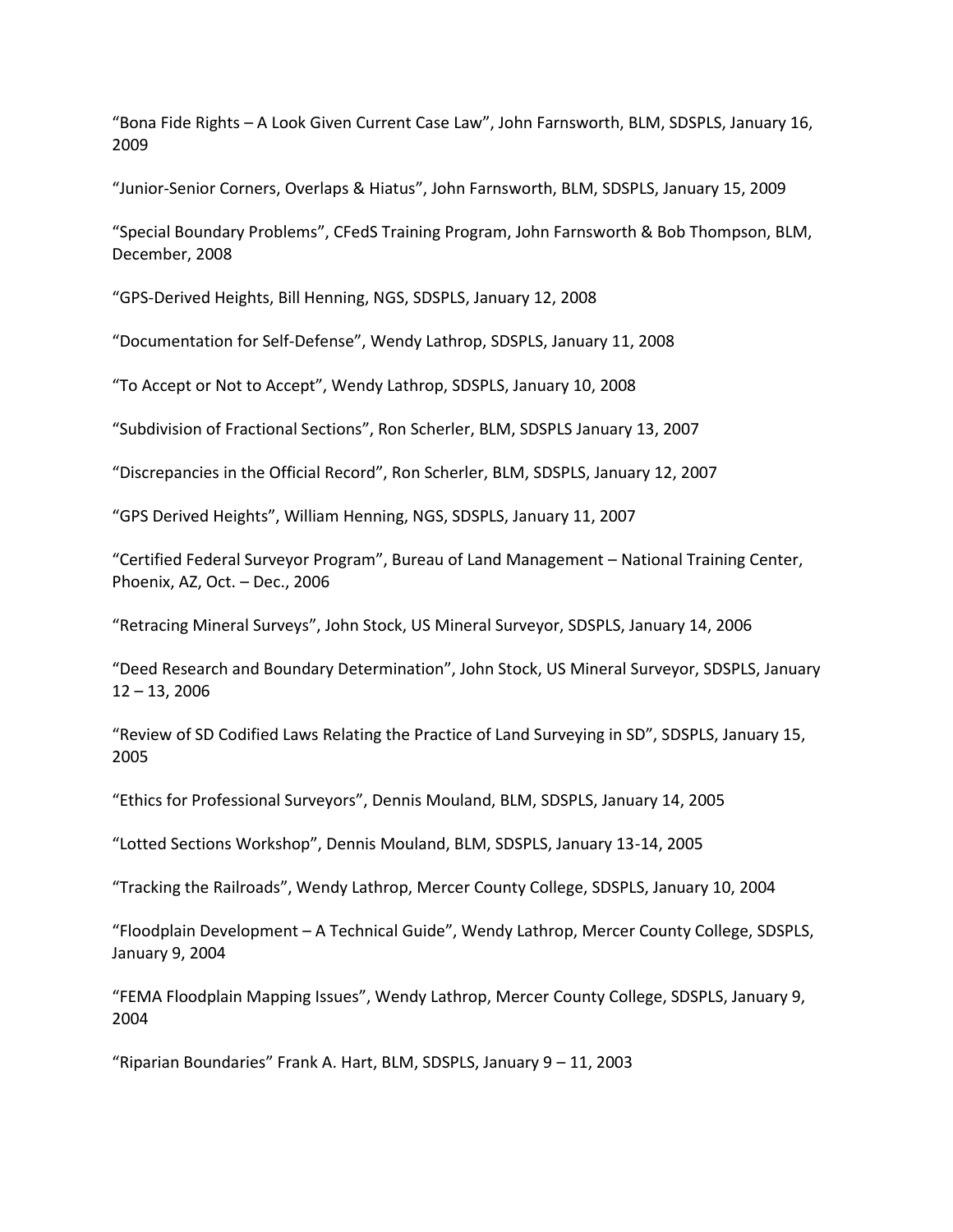"Bona Fide Rights – A Look Given Current Case Law", John Farnsworth, BLM, SDSPLS, January 16, 2009

"Junior-Senior Corners, Overlaps & Hiatus", John Farnsworth, BLM, SDSPLS, January 15, 2009

"Special Boundary Problems", CFedS Training Program, John Farnsworth & Bob Thompson, BLM, December, 2008

"GPS-Derived Heights, Bill Henning, NGS, SDSPLS, January 12, 2008

"Documentation for Self-Defense", Wendy Lathrop, SDSPLS, January 11, 2008

"To Accept or Not to Accept", Wendy Lathrop, SDSPLS, January 10, 2008

"Subdivision of Fractional Sections", Ron Scherler, BLM, SDSPLS January 13, 2007

"Discrepancies in the Official Record", Ron Scherler, BLM, SDSPLS, January 12, 2007

"GPS Derived Heights", William Henning, NGS, SDSPLS, January 11, 2007

"Certified Federal Surveyor Program", Bureau of Land Management – National Training Center, Phoenix, AZ, Oct. – Dec., 2006

"Retracing Mineral Surveys", John Stock, US Mineral Surveyor, SDSPLS, January 14, 2006

"Deed Research and Boundary Determination", John Stock, US Mineral Surveyor, SDSPLS, January 12 – 13, 2006

"Review of SD Codified Laws Relating the Practice of Land Surveying in SD", SDSPLS, January 15, 2005

"Ethics for Professional Surveyors", Dennis Mouland, BLM, SDSPLS, January 14, 2005

"Lotted Sections Workshop", Dennis Mouland, BLM, SDSPLS, January 13-14, 2005

"Tracking the Railroads", Wendy Lathrop, Mercer County College, SDSPLS, January 10, 2004

"Floodplain Development – A Technical Guide", Wendy Lathrop, Mercer County College, SDSPLS, January 9, 2004

"FEMA Floodplain Mapping Issues", Wendy Lathrop, Mercer County College, SDSPLS, January 9, 2004

"Riparian Boundaries" Frank A. Hart, BLM, SDSPLS, January 9 – 11, 2003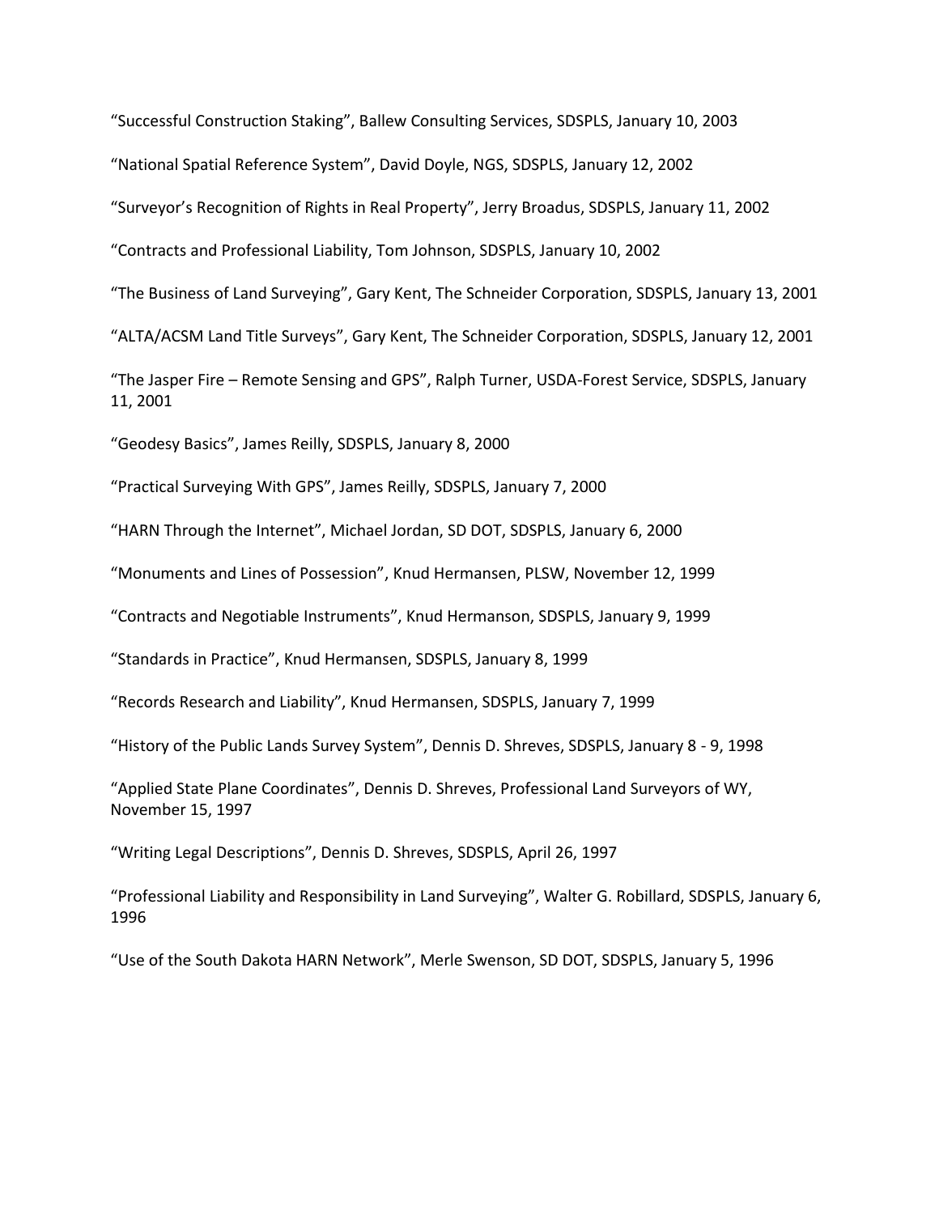“Successful Construction Staking”, Ballew Consulting Services, SDSPLS, January 10, 2003

“National Spatial Reference System”, David Doyle, NGS, SDSPLS, January 12, 2002

“Surveyor’s Recognition of Rights in Real Property”, Jerry Broadus, SDSPLS, January 11, 2002

“Contracts and Professional Liability, Tom Johnson, SDSPLS, January 10, 2002

“The Business of Land Surveying”, Gary Kent, The Schneider Corporation, SDSPLS, January 13, 2001

“ALTA/ACSM Land Title Surveys”, Gary Kent, The Schneider Corporation, SDSPLS, January 12, 2001

“The Jasper Fire – Remote Sensing and GPS”, Ralph Turner, USDA-Forest Service, SDSPLS, January 11, 2001

“Geodesy Basics”, James Reilly, SDSPLS, January 8, 2000

“Practical Surveying With GPS”, James Reilly, SDSPLS, January 7, 2000

“HARN Through the Internet”, Michael Jordan, SD DOT, SDSPLS, January 6, 2000

“Monuments and Lines of Possession”, Knud Hermansen, PLSW, November 12, 1999

“Contracts and Negotiable Instruments”, Knud Hermanson, SDSPLS, January 9, 1999

“Standards in Practice”, Knud Hermansen, SDSPLS, January 8, 1999

“Records Research and Liability”, Knud Hermansen, SDSPLS, January 7, 1999

“History of the Public Lands Survey System”, Dennis D. Shreves, SDSPLS, January 8 - 9, 1998

“Applied State Plane Coordinates”, Dennis D. Shreves, Professional Land Surveyors of WY, November 15, 1997

“Writing Legal Descriptions”, Dennis D. Shreves, SDSPLS, April 26, 1997

“Professional Liability and Responsibility in Land Surveying”, Walter G. Robillard, SDSPLS, January 6, 1996

“Use of the South Dakota HARN Network”, Merle Swenson, SD DOT, SDSPLS, January 5, 1996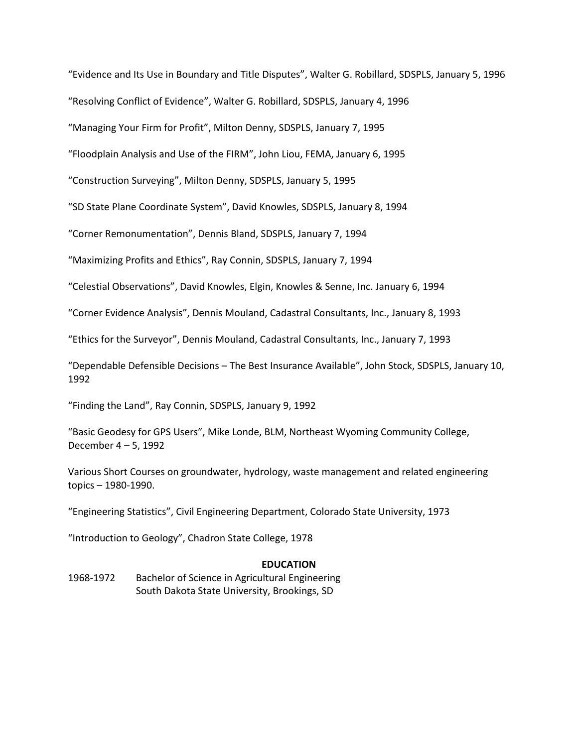"Evidence and Its Use in Boundary and Title Disputes", Walter G. Robillard, SDSPLS, January 5, 1996

"Resolving Conflict of Evidence", Walter G. Robillard, SDSPLS, January 4, 1996

"Managing Your Firm for Profit", Milton Denny, SDSPLS, January 7, 1995

"Floodplain Analysis and Use of the FIRM", John Liou, FEMA, January 6, 1995

"Construction Surveying", Milton Denny, SDSPLS, January 5, 1995

"SD State Plane Coordinate System", David Knowles, SDSPLS, January 8, 1994

"Corner Remonumentation", Dennis Bland, SDSPLS, January 7, 1994

"Maximizing Profits and Ethics", Ray Connin, SDSPLS, January 7, 1994

"Celestial Observations", David Knowles, Elgin, Knowles & Senne, Inc. January 6, 1994

"Corner Evidence Analysis", Dennis Mouland, Cadastral Consultants, Inc., January 8, 1993

"Ethics for the Surveyor", Dennis Mouland, Cadastral Consultants, Inc., January 7, 1993

"Dependable Defensible Decisions – The Best Insurance Available", John Stock, SDSPLS, January 10, 1992

"Finding the Land", Ray Connin, SDSPLS, January 9, 1992

"Basic Geodesy for GPS Users", Mike Londe, BLM, Northeast Wyoming Community College, December 4 – 5, 1992

Various Short Courses on groundwater, hydrology, waste management and related engineering topics – 1980-1990.

"Engineering Statistics", Civil Engineering Department, Colorado State University, 1973

"Introduction to Geology", Chadron State College, 1978

## EDUCATION

1968-1972 Bachelor of Science in Agricultural Engineering
South Dakota State University, Brookings, SD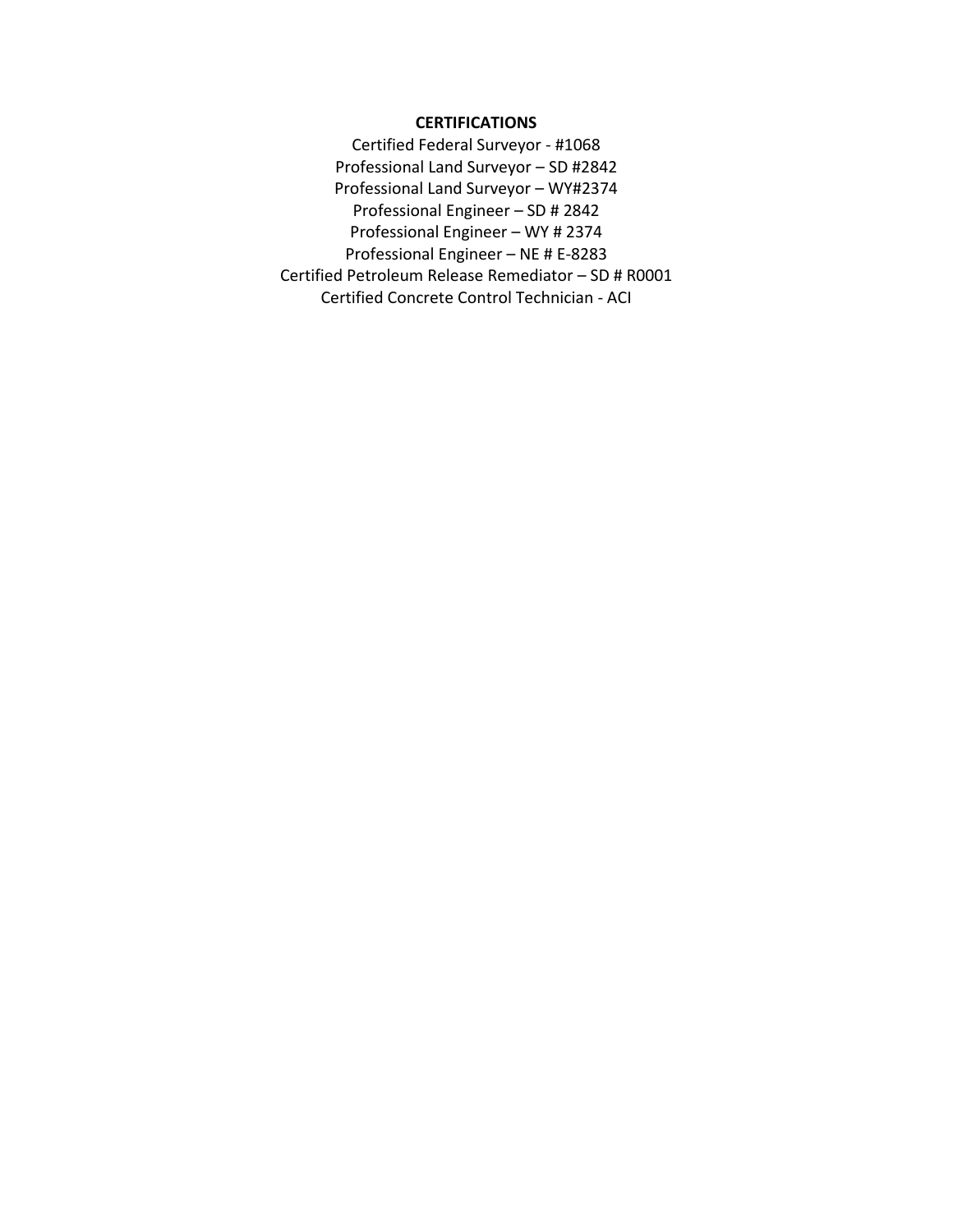**CERTIFICATIONS**

Certified Federal Surveyor - #1068
Professional Land Surveyor – SD #2842
Professional Land Surveyor – WY#2374
Professional Engineer – SD # 2842
Professional Engineer – WY # 2374
Professional Engineer – NE # E-8283
Certified Petroleum Release Remediator – SD # R0001
Certified Concrete Control Technician - ACI